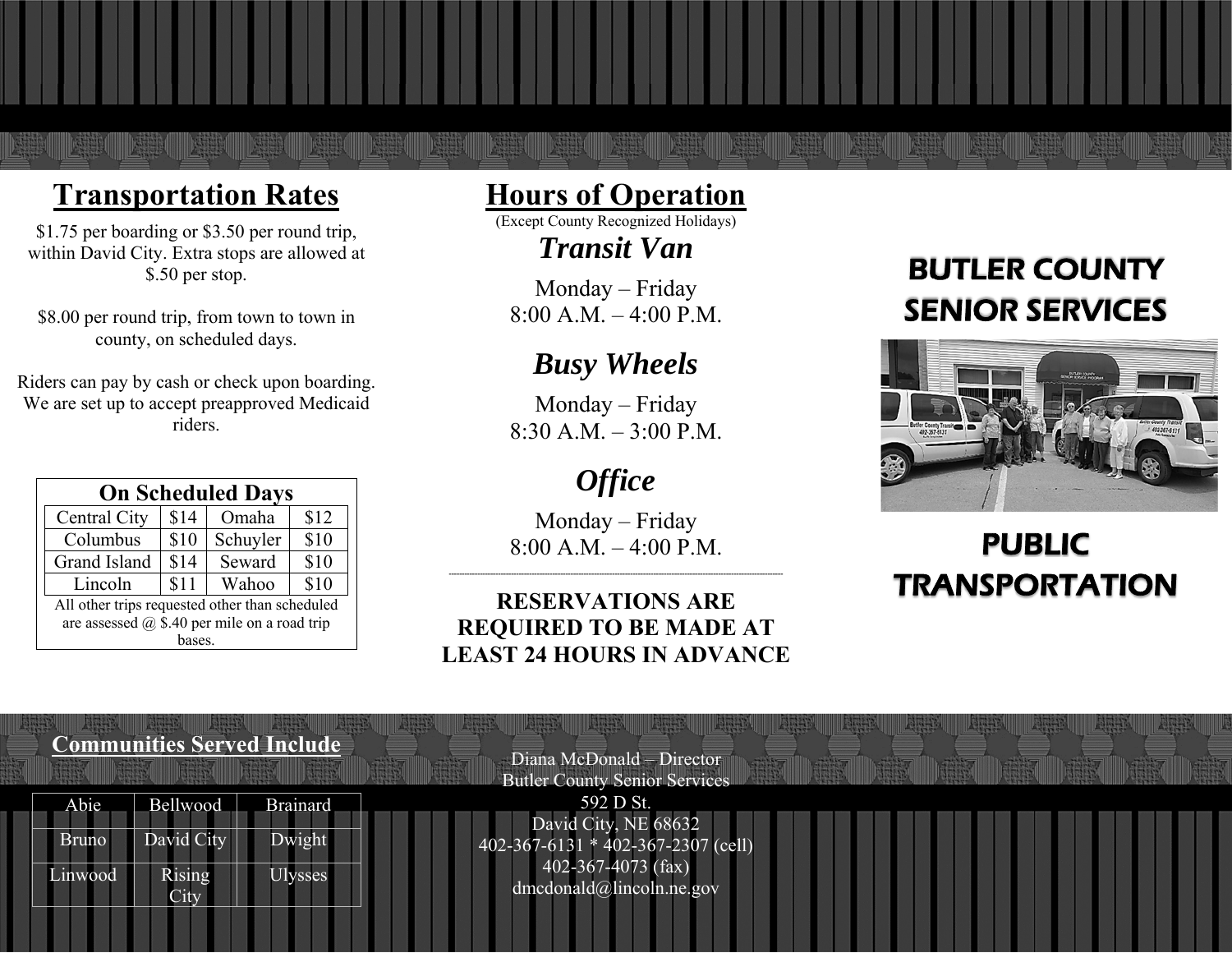# BUTLER COUNTY SENIOR SERVICES

# PUBLIC TRANSPORTATION

## Transportation Rates

$1.75 per boarding or $3.50 per round trip, within David City. Extra stops are allowed at $.50 per stop.

$8.00 per round trip, from town to town in county, on scheduled days.

Riders can pay by cash or check upon boarding. We are set up to accept preapproved Medicaid riders.

**On Scheduled Days**

| Central City | $14 | Omaha | $12 |
|---|---|---|---|
| Columbus | $10 | Schuyler | $10 |
| Grand Island | $14 | Seward | $10 |
| Lincoln | $11 | Wahoo | $10 |

All other trips requested other than scheduled are assessed @ $.40 per mile on a road trip bases.

## Hours of Operation

(Except County Recognized Holidays)

### *Transit Van*

Monday – Friday
8:00 A.M. – 4:00 P.M.

### *Busy Wheels*

Monday – Friday
8:30 A.M. – 3:00 P.M.

### *Office*

Monday – Friday
8:00 A.M. – 4:00 P.M.

**RESERVATIONS ARE REQUIRED TO BE MADE AT LEAST 24 HOURS IN ADVANCE**

## Communities Served Include

| Abie | Bellwood | Brainard |
|---|---|---|
| Bruno | David City | Dwight |
| Linwood | Rising City | Ulysses |

Diana McDonald – Director
Butler County Senior Services
592 D St.
David City, NE 68632
402-367-6131 * 402-367-2307 (cell)
402-367-4073 (fax)
dmcdonald@lincoln.ne.gov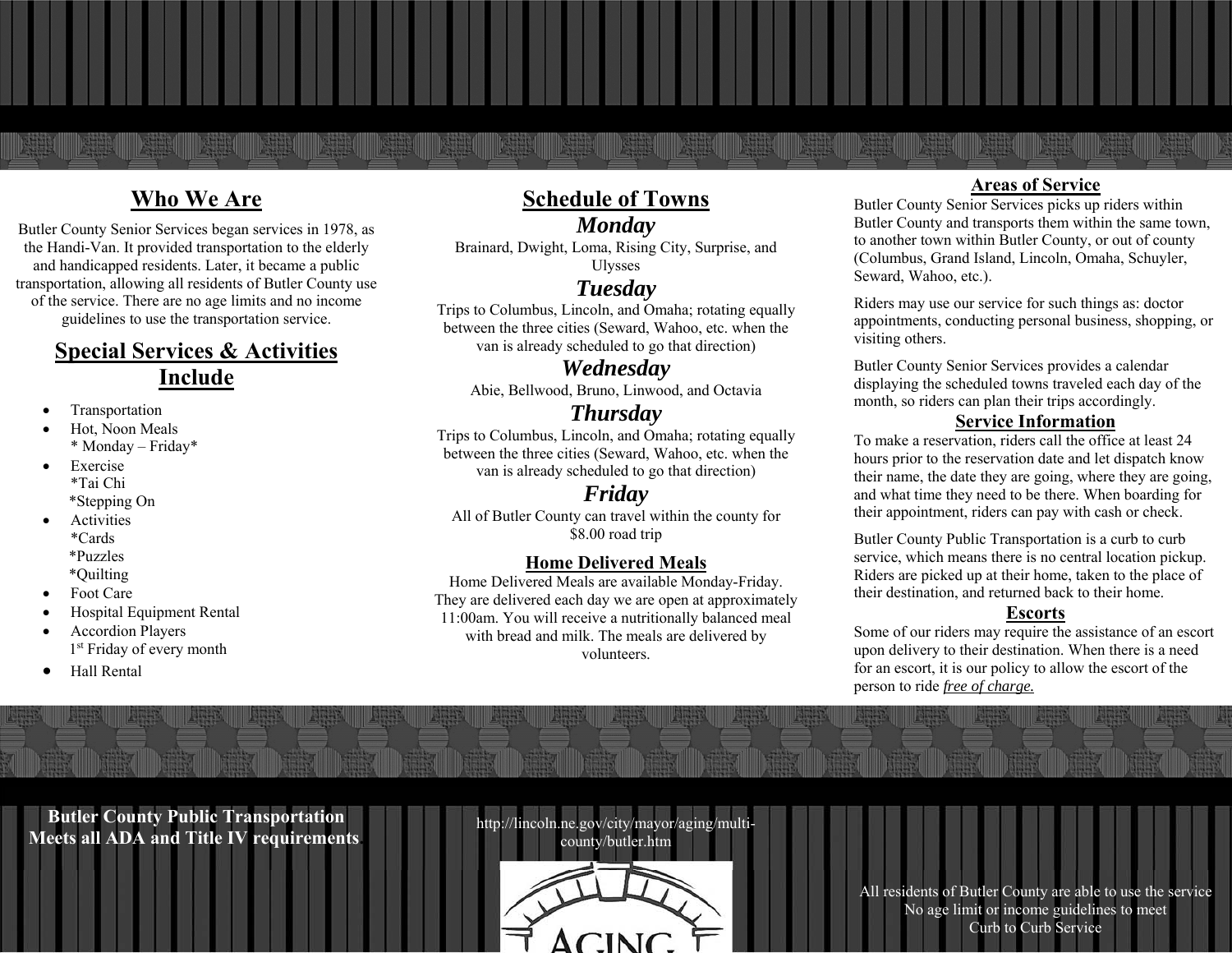## Who We Are

Butler County Senior Services began services in 1978, as the Handi-Van. It provided transportation to the elderly and handicapped residents. Later, it became a public transportation, allowing all residents of Butler County use of the service. There are no age limits and no income guidelines to use the transportation service.

## Special Services & Activities Include

- Transportation
- Hot, Noon Meals
  * Monday – Friday*
- Exercise
  *Tai Chi
  *Stepping On
- Activities
  *Cards
  *Puzzles
  *Quilting
- Foot Care
- Hospital Equipment Rental
- Accordion Players
  1st Friday of every month
- Hall Rental

## Schedule of Towns

### *Monday*

Brainard, Dwight, Loma, Rising City, Surprise, and Ulysses

### *Tuesday*

Trips to Columbus, Lincoln, and Omaha; rotating equally between the three cities (Seward, Wahoo, etc. when the van is already scheduled to go that direction)

### *Wednesday*

Abie, Bellwood, Bruno, Linwood, and Octavia

### *Thursday*

Trips to Columbus, Lincoln, and Omaha; rotating equally between the three cities (Seward, Wahoo, etc. when the van is already scheduled to go that direction)

### *Friday*

All of Butler County can travel within the county for $8.00 road trip

### Home Delivered Meals

Home Delivered Meals are available Monday-Friday. They are delivered each day we are open at approximately 11:00am. You will receive a nutritionally balanced meal with bread and milk. The meals are delivered by volunteers.

### Areas of Service

Butler County Senior Services picks up riders within Butler County and transports them within the same town, to another town within Butler County, or out of county (Columbus, Grand Island, Lincoln, Omaha, Schuyler, Seward, Wahoo, etc.).

Riders may use our service for such things as: doctor appointments, conducting personal business, shopping, or visiting others.

Butler County Senior Services provides a calendar displaying the scheduled towns traveled each day of the month, so riders can plan their trips accordingly.

### Service Information

To make a reservation, riders call the office at least 24 hours prior to the reservation date and let dispatch know their name, the date they are going, where they are going, and what time they need to be there. When boarding for their appointment, riders can pay with cash or check.

Butler County Public Transportation is a curb to curb service, which means there is no central location pickup. Riders are picked up at their home, taken to the place of their destination, and returned back to their home.

### Escorts

Some of our riders may require the assistance of an escort upon delivery to their destination. When there is a need for an escort, it is our policy to allow the escort of the person to ride ***free of charge.***

**Butler County Public Transportation Meets all ADA and Title IV requirements**

http://lincoln.ne.gov/city/mayor/aging/multi-county/butler.htm

AGING

All residents of Butler County are able to use the service
No age limit or income guidelines to meet
Curb to Curb Service